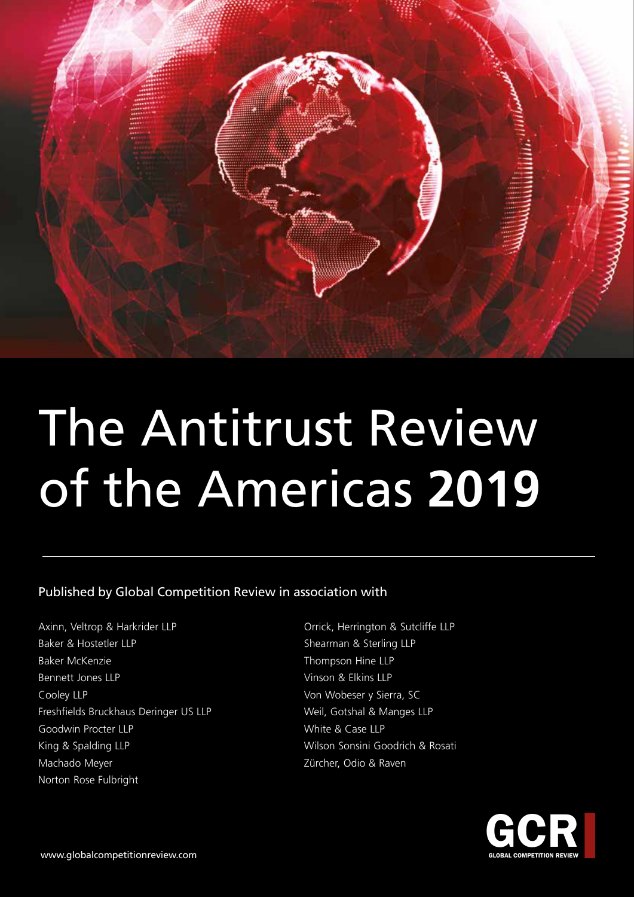# The Antitrust Review of the Americas **2019**

Published by Global Competition Review in association with

Axinn, Veltrop & Harkrider LLP
Baker & Hostetler LLP
Baker McKenzie
Bennett Jones LLP
Cooley LLP
Freshfields Bruckhaus Deringer US LLP
Goodwin Procter LLP
King & Spalding LLP
Machado Meyer
Norton Rose Fulbright
Orrick, Herrington & Sutcliffe LLP
Shearman & Sterling LLP
Thompson Hine LLP
Vinson & Elkins LLP
Von Wobeser y Sierra, SC
Weil, Gotshal & Manges LLP
White & Case LLP
Wilson Sonsini Goodrich & Rosati
Zürcher, Odio & Raven

www.globalcompetitionreview.com

GCR GLOBAL COMPETITION REVIEW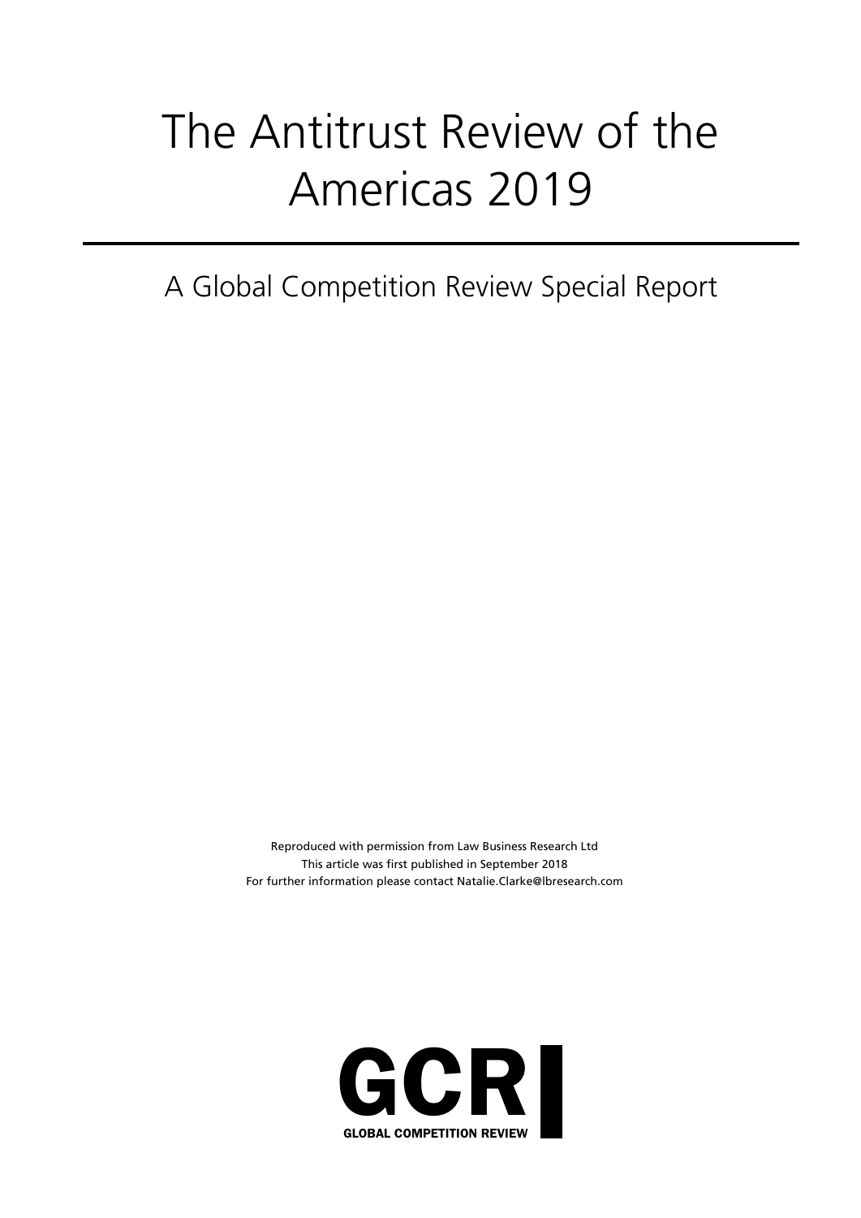# The Antitrust Review of the Americas 2019

## A Global Competition Review Special Report

Reproduced with permission from Law Business Research Ltd
This article was first published in September 2018
For further information please contact Natalie.Clarke@lbresearch.com

GCR

GLOBAL COMPETITION REVIEW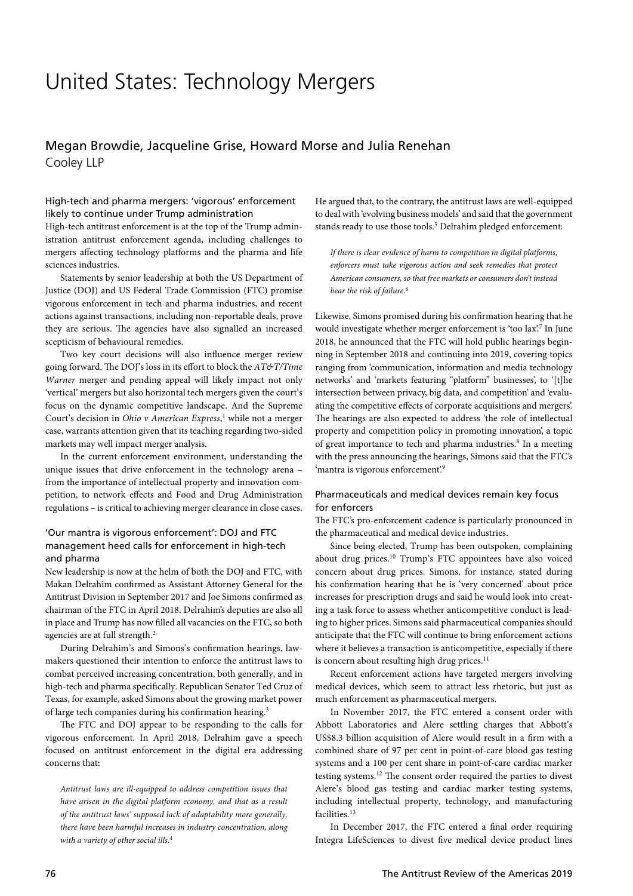# United States: Technology Mergers

## Megan Browdie, Jacqueline Grise, Howard Morse and Julia Renehan

Cooley LLP

### High-tech and pharma mergers: 'vigorous' enforcement likely to continue under Trump administration

High-tech antitrust enforcement is at the top of the Trump administration antitrust enforcement agenda, including challenges to mergers affecting technology platforms and the pharma and life sciences industries.

Statements by senior leadership at both the US Department of Justice (DOJ) and US Federal Trade Commission (FTC) promise vigorous enforcement in tech and pharma industries, and recent actions against transactions, including non-reportable deals, prove they are serious. The agencies have also signalled an increased scepticism of behavioural remedies.

Two key court decisions will also influence merger review going forward. The DOJ's loss in its effort to block the *AT&T/Time Warner* merger and pending appeal will likely impact not only 'vertical' mergers but also horizontal tech mergers given the court's focus on the dynamic competitive landscape. And the Supreme Court's decision in *Ohio v American Express*,[1] while not a merger case, warrants attention given that its teaching regarding two-sided markets may well impact merger analysis.

In the current enforcement environment, understanding the unique issues that drive enforcement in the technology arena – from the importance of intellectual property and innovation competition, to network effects and Food and Drug Administration regulations – is critical to achieving merger clearance in close cases.

### 'Our mantra is vigorous enforcement': DOJ and FTC management heed calls for enforcement in high-tech and pharma

New leadership is now at the helm of both the DOJ and FTC, with Makan Delrahim confirmed as Assistant Attorney General for the Antitrust Division in September 2017 and Joe Simons confirmed as chairman of the FTC in April 2018. Delrahim's deputies are also all in place and Trump has now filled all vacancies on the FTC, so both agencies are at full strength.[2]

During Delrahim's and Simons's confirmation hearings, lawmakers questioned their intention to enforce the antitrust laws to combat perceived increasing concentration, both generally, and in high-tech and pharma specifically. Republican Senator Ted Cruz of Texas, for example, asked Simons about the growing market power of large tech companies during his confirmation hearing.[3]

The FTC and DOJ appear to be responding to the calls for vigorous enforcement. In April 2018, Delrahim gave a speech focused on antitrust enforcement in the digital era addressing concerns that:

> *Antitrust laws are ill-equipped to address competition issues that have arisen in the digital platform economy, and that as a result of the antitrust laws' supposed lack of adaptability more generally, there have been harmful increases in industry concentration, along with a variety of other social ills.*[4]

He argued that, to the contrary, the antitrust laws are well-equipped to deal with 'evolving business models' and said that the government stands ready to use those tools.[5] Delrahim pledged enforcement:

> *If there is clear evidence of harm to competition in digital platforms, enforcers must take vigorous action and seek remedies that protect American consumers, so that free markets or consumers don't instead bear the risk of failure.*[6]

Likewise, Simons promised during his confirmation hearing that he would investigate whether merger enforcement is 'too lax'.[7] In June 2018, he announced that the FTC will hold public hearings beginning in September 2018 and continuing into 2019, covering topics ranging from 'communication, information and media technology networks' and 'markets featuring "platform" businesses', to '[t]he intersection between privacy, big data, and competition' and 'evaluating the competitive effects of corporate acquisitions and mergers'. The hearings are also expected to address 'the role of intellectual property and competition policy in promoting innovation', a topic of great importance to tech and pharma industries.[8] In a meeting with the press announcing the hearings, Simons said that the FTC's 'mantra is vigorous enforcement'.[9]

### Pharmaceuticals and medical devices remain key focus for enforcers

The FTC's pro-enforcement cadence is particularly pronounced in the pharmaceutical and medical device industries.

Since being elected, Trump has been outspoken, complaining about drug prices.[10] Trump's FTC appointees have also voiced concern about drug prices. Simons, for instance, stated during his confirmation hearing that he is 'very concerned' about price increases for prescription drugs and said he would look into creating a task force to assess whether anticompetitive conduct is leading to higher prices. Simons said pharmaceutical companies should anticipate that the FTC will continue to bring enforcement actions where it believes a transaction is anticompetitive, especially if there is concern about resulting high drug prices.[11]

Recent enforcement actions have targeted mergers involving medical devices, which seem to attract less rhetoric, but just as much enforcement as pharmaceutical mergers.

In November 2017, the FTC entered a consent order with Abbott Laboratories and Alere settling charges that Abbott's US$8.3 billion acquisition of Alere would result in a firm with a combined share of 97 per cent in point-of-care blood gas testing systems and a 100 per cent share in point-of-care cardiac marker testing systems.[12] The consent order required the parties to divest Alere's blood gas testing and cardiac marker testing systems, including intellectual property, technology, and manufacturing facilities.[13]

In December 2017, the FTC entered a final order requiring Integra LifeSciences to divest five medical device product lines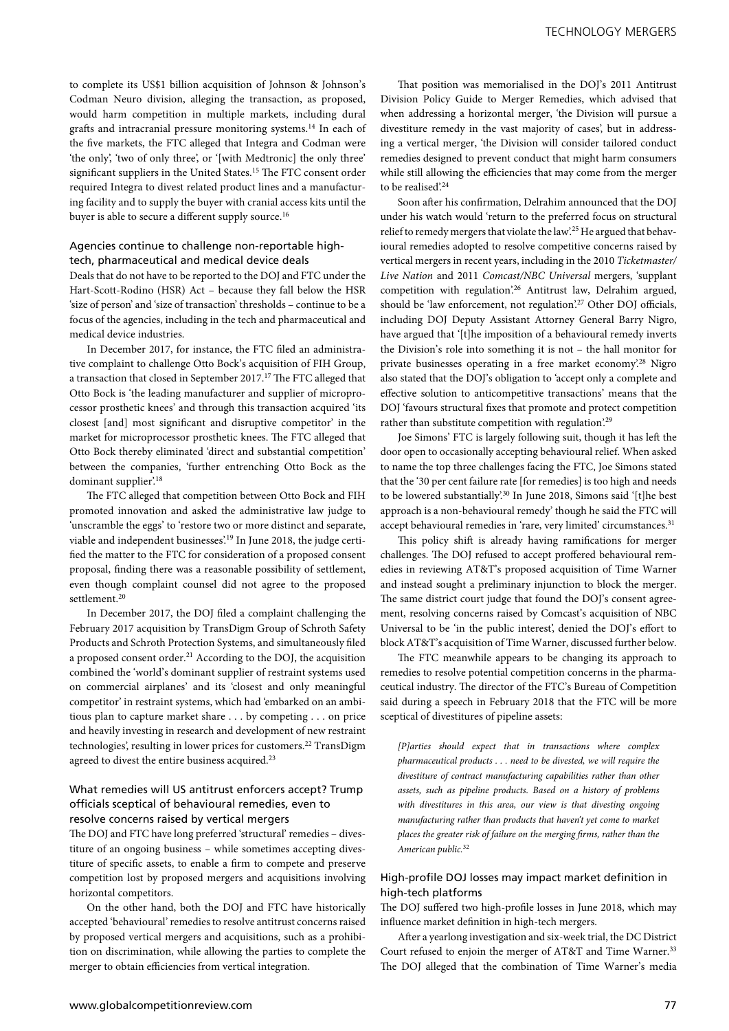to complete its US$1 billion acquisition of Johnson & Johnson's Codman Neuro division, alleging the transaction, as proposed, would harm competition in multiple markets, including dural grafts and intracranial pressure monitoring systems.[14] In each of the five markets, the FTC alleged that Integra and Codman were 'the only', 'two of only three', or '[with Medtronic] the only three' significant suppliers in the United States.[15] The FTC consent order required Integra to divest related product lines and a manufacturing facility and to supply the buyer with cranial access kits until the buyer is able to secure a different supply source.[16]

### Agencies continue to challenge non-reportable high-tech, pharmaceutical and medical device deals

Deals that do not have to be reported to the DOJ and FTC under the Hart-Scott-Rodino (HSR) Act – because they fall below the HSR 'size of person' and 'size of transaction' thresholds – continue to be a focus of the agencies, including in the tech and pharmaceutical and medical device industries.

In December 2017, for instance, the FTC filed an administrative complaint to challenge Otto Bock's acquisition of FIH Group, a transaction that closed in September 2017.[17] The FTC alleged that Otto Bock is 'the leading manufacturer and supplier of microprocessor prosthetic knees' and through this transaction acquired 'its closest [and] most significant and disruptive competitor' in the market for microprocessor prosthetic knees. The FTC alleged that Otto Bock thereby eliminated 'direct and substantial competition' between the companies, 'further entrenching Otto Bock as the dominant supplier'.[18]

The FTC alleged that competition between Otto Bock and FIH promoted innovation and asked the administrative law judge to 'unscramble the eggs' to 'restore two or more distinct and separate, viable and independent businesses'.[19] In June 2018, the judge certified the matter to the FTC for consideration of a proposed consent proposal, finding there was a reasonable possibility of settlement, even though complaint counsel did not agree to the proposed settlement.[20]

In December 2017, the DOJ filed a complaint challenging the February 2017 acquisition by TransDigm Group of Schroth Safety Products and Schroth Protection Systems, and simultaneously filed a proposed consent order.[21] According to the DOJ, the acquisition combined the 'world's dominant supplier of restraint systems used on commercial airplanes' and its 'closest and only meaningful competitor' in restraint systems, which had 'embarked on an ambitious plan to capture market share . . . by competing . . . on price and heavily investing in research and development of new restraint technologies', resulting in lower prices for customers.[22] TransDigm agreed to divest the entire business acquired.[23]

### What remedies will US antitrust enforcers accept? Trump officials sceptical of behavioural remedies, even to resolve concerns raised by vertical mergers

The DOJ and FTC have long preferred 'structural' remedies – divestiture of an ongoing business – while sometimes accepting divestiture of specific assets, to enable a firm to compete and preserve competition lost by proposed mergers and acquisitions involving horizontal competitors.

On the other hand, both the DOJ and FTC have historically accepted 'behavioural' remedies to resolve antitrust concerns raised by proposed vertical mergers and acquisitions, such as a prohibition on discrimination, while allowing the parties to complete the merger to obtain efficiencies from vertical integration.

That position was memorialised in the DOJ's 2011 Antitrust Division Policy Guide to Merger Remedies, which advised that when addressing a horizontal merger, 'the Division will pursue a divestiture remedy in the vast majority of cases', but in addressing a vertical merger, 'the Division will consider tailored conduct remedies designed to prevent conduct that might harm consumers while still allowing the efficiencies that may come from the merger to be realised'.[24]

Soon after his confirmation, Delrahim announced that the DOJ under his watch would 'return to the preferred focus on structural relief to remedy mergers that violate the law'.[25] He argued that behavioural remedies adopted to resolve competitive concerns raised by vertical mergers in recent years, including in the 2010 *Ticketmaster/Live Nation* and 2011 *Comcast/NBC Universal* mergers, 'supplant competition with regulation'.[26] Antitrust law, Delrahim argued, should be 'law enforcement, not regulation'.[27] Other DOJ officials, including DOJ Deputy Assistant Attorney General Barry Nigro, have argued that '[t]he imposition of a behavioural remedy inverts the Division's role into something it is not – the hall monitor for private businesses operating in a free market economy'.[28] Nigro also stated that the DOJ's obligation to 'accept only a complete and effective solution to anticompetitive transactions' means that the DOJ 'favours structural fixes that promote and protect competition rather than substitute competition with regulation'.[29]

Joe Simons' FTC is largely following suit, though it has left the door open to occasionally accepting behavioural relief. When asked to name the top three challenges facing the FTC, Joe Simons stated that the '30 per cent failure rate [for remedies] is too high and needs to be lowered substantially'.[30] In June 2018, Simons said '[t]he best approach is a non-behavioural remedy' though he said the FTC will accept behavioural remedies in 'rare, very limited' circumstances.[31]

This policy shift is already having ramifications for merger challenges. The DOJ refused to accept proffered behavioural remedies in reviewing AT&T's proposed acquisition of Time Warner and instead sought a preliminary injunction to block the merger. The same district court judge that found the DOJ's consent agreement, resolving concerns raised by Comcast's acquisition of NBC Universal to be 'in the public interest', denied the DOJ's effort to block AT&T's acquisition of Time Warner, discussed further below.

The FTC meanwhile appears to be changing its approach to remedies to resolve potential competition concerns in the pharmaceutical industry. The director of the FTC's Bureau of Competition said during a speech in February 2018 that the FTC will be more sceptical of divestitures of pipeline assets:

> *[P]arties should expect that in transactions where complex pharmaceutical products . . . need to be divested, we will require the divestiture of contract manufacturing capabilities rather than other assets, such as pipeline products. Based on a history of problems with divestitures in this area, our view is that divesting ongoing manufacturing rather than products that haven't yet come to market places the greater risk of failure on the merging firms, rather than the American public.*[32]

### High-profile DOJ losses may impact market definition in high-tech platforms

The DOJ suffered two high-profile losses in June 2018, which may influence market definition in high-tech mergers.

After a yearlong investigation and six-week trial, the DC District Court refused to enjoin the merger of AT&T and Time Warner.[33] The DOJ alleged that the combination of Time Warner's media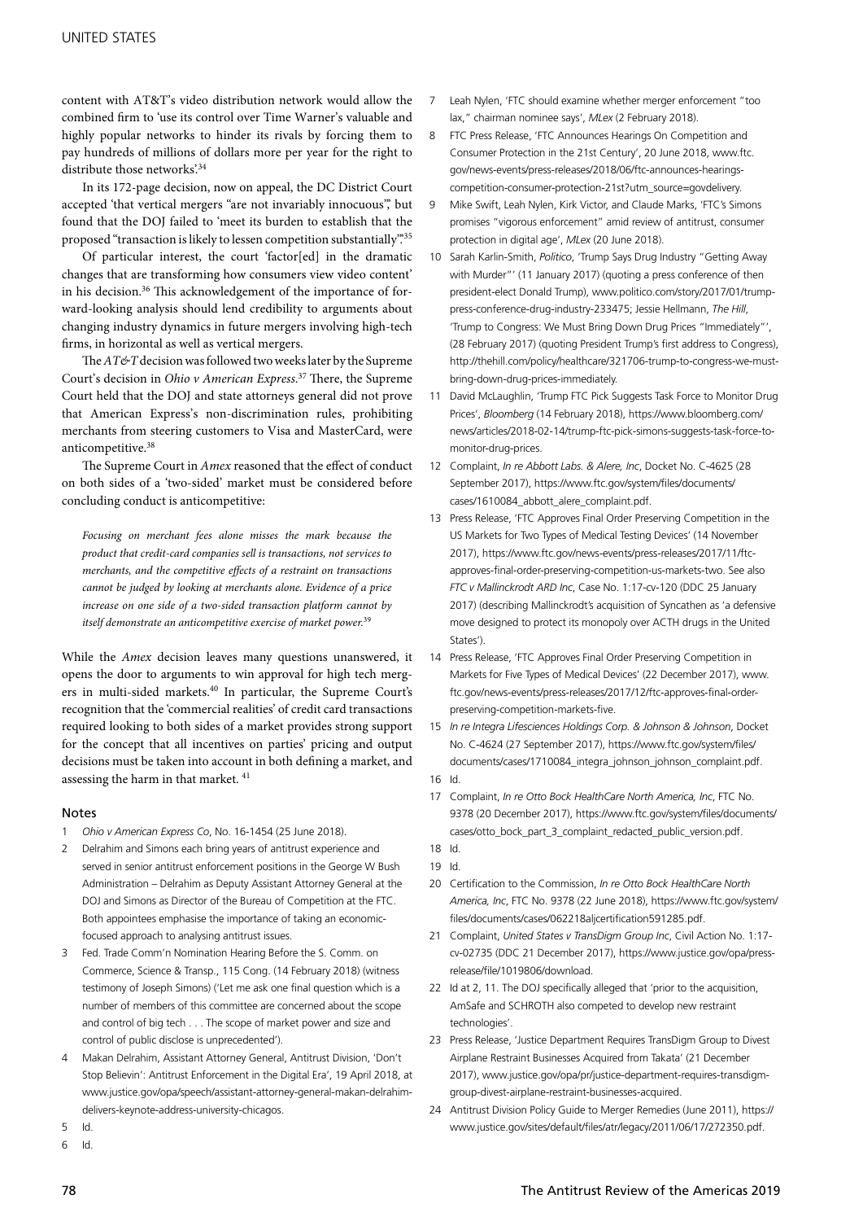content with AT&T's video distribution network would allow the combined firm to 'use its control over Time Warner's valuable and highly popular networks to hinder its rivals by forcing them to pay hundreds of millions of dollars more per year for the right to distribute those networks'.[34]

In its 172-page decision, now on appeal, the DC District Court accepted 'that vertical mergers "are not invariably innocuous"', but found that the DOJ failed to 'meet its burden to establish that the proposed "transaction is likely to lessen competition substantially"'.[35]

Of particular interest, the court 'factor[ed] in the dramatic changes that are transforming how consumers view video content' in his decision.[36] This acknowledgement of the importance of forward-looking analysis should lend credibility to arguments about changing industry dynamics in future mergers involving high-tech firms, in horizontal as well as vertical mergers.

The *AT&T* decision was followed two weeks later by the Supreme Court's decision in *Ohio v American Express*.[37] There, the Supreme Court held that the DOJ and state attorneys general did not prove that American Express's non-discrimination rules, prohibiting merchants from steering customers to Visa and MasterCard, were anticompetitive.[38]

The Supreme Court in *Amex* reasoned that the effect of conduct on both sides of a 'two-sided' market must be considered before concluding conduct is anticompetitive:

> *Focusing on merchant fees alone misses the mark because the product that credit-card companies sell is transactions, not services to merchants, and the competitive effects of a restraint on transactions cannot be judged by looking at merchants alone. Evidence of a price increase on one side of a two-sided transaction platform cannot by itself demonstrate an anticompetitive exercise of market power.*[39]

While the *Amex* decision leaves many questions unanswered, it opens the door to arguments to win approval for high tech mergers in multi-sided markets.[40] In particular, the Supreme Court's recognition that the 'commercial realities' of credit card transactions required looking to both sides of a market provides strong support for the concept that all incentives on parties' pricing and output decisions must be taken into account in both defining a market, and assessing the harm in that market.[41]

## Notes

1. *Ohio v American Express Co*, No. 16-1454 (25 June 2018).
2. Delrahim and Simons each bring years of antitrust experience and served in senior antitrust enforcement positions in the George W Bush Administration – Delrahim as Deputy Assistant Attorney General at the DOJ and Simons as Director of the Bureau of Competition at the FTC. Both appointees emphasise the importance of taking an economic-focused approach to analysing antitrust issues.
3. Fed. Trade Comm'n Nomination Hearing Before the S. Comm. on Commerce, Science & Transp., 115 Cong. (14 February 2018) (witness testimony of Joseph Simons) ('Let me ask one final question which is a number of members of this committee are concerned about the scope and control of big tech . . . The scope of market power and size and control of public disclose is unprecedented').
4. Makan Delrahim, Assistant Attorney General, Antitrust Division, 'Don't Stop Believin': Antitrust Enforcement in the Digital Era', 19 April 2018, at www.justice.gov/opa/speech/assistant-attorney-general-makan-delrahim-delivers-keynote-address-university-chicagos.
5. Id.
6. Id.
7. Leah Nylen, 'FTC should examine whether merger enforcement "too lax," chairman nominee says', *MLex* (2 February 2018).
8. FTC Press Release, 'FTC Announces Hearings On Competition and Consumer Protection in the 21st Century', 20 June 2018, www.ftc.gov/news-events/press-releases/2018/06/ftc-announces-hearings-competition-consumer-protection-21st?utm_source=govdelivery.
9. Mike Swift, Leah Nylen, Kirk Victor, and Claude Marks, 'FTC's Simons promises "vigorous enforcement" amid review of antitrust, consumer protection in digital age', *MLex* (20 June 2018).
10. Sarah Karlin-Smith, *Politico*, 'Trump Says Drug Industry "Getting Away with Murder"' (11 January 2017) (quoting a press conference of then president-elect Donald Trump), www.politico.com/story/2017/01/trump-press-conference-drug-industry-233475; Jessie Hellmann, *The Hill*, 'Trump to Congress: We Must Bring Down Drug Prices "Immediately"', (28 February 2017) (quoting President Trump's first address to Congress), http://thehill.com/policy/healthcare/321706-trump-to-congress-we-must-bring-down-drug-prices-immediately.
11. David McLaughlin, 'Trump FTC Pick Suggests Task Force to Monitor Drug Prices', *Bloomberg* (14 February 2018), https://www.bloomberg.com/news/articles/2018-02-14/trump-ftc-pick-simons-suggests-task-force-to-monitor-drug-prices.
12. Complaint, *In re Abbott Labs. & Alere, Inc*, Docket No. C-4625 (28 September 2017), https://www.ftc.gov/system/files/documents/cases/1610084_abbott_alere_complaint.pdf.
13. Press Release, 'FTC Approves Final Order Preserving Competition in the US Markets for Two Types of Medical Testing Devices' (14 November 2017), https://www.ftc.gov/news-events/press-releases/2017/11/ftc-approves-final-order-preserving-competition-us-markets-two. See also *FTC v Mallinckrodt ARD Inc*, Case No. 1:17-cv-120 (DDC 25 January 2017) (describing Mallinckrodt's acquisition of Syncathen as 'a defensive move designed to protect its monopoly over ACTH drugs in the United States').
14. Press Release, 'FTC Approves Final Order Preserving Competition in Markets for Five Types of Medical Devices' (22 December 2017), www.ftc.gov/news-events/press-releases/2017/12/ftc-approves-final-order-preserving-competition-markets-five.
15. *In re Integra Lifesciences Holdings Corp. & Johnson & Johnson*, Docket No. C-4624 (27 September 2017), https://www.ftc.gov/system/files/documents/cases/1710084_integra_johnson_johnson_complaint.pdf.
16. Id.
17. Complaint, *In re Otto Bock HealthCare North America, Inc*, FTC No. 9378 (20 December 2017), https://www.ftc.gov/system/files/documents/cases/otto_bock_part_3_complaint_redacted_public_version.pdf.
18. Id.
19. Id.
20. Certification to the Commission, *In re Otto Bock HealthCare North America, Inc*, FTC No. 9378 (22 June 2018), https://www.ftc.gov/system/files/documents/cases/062218aljcertification591285.pdf.
21. Complaint, *United States v TransDigm Group Inc*, Civil Action No. 1:17-cv-02735 (DDC 21 December 2017), https://www.justice.gov/opa/press-release/file/1019806/download.
22. Id at 2, 11. The DOJ specifically alleged that 'prior to the acquisition, AmSafe and SCHROTH also competed to develop new restraint technologies'.
23. Press Release, 'Justice Department Requires TransDigm Group to Divest Airplane Restraint Businesses Acquired from Takata' (21 December 2017), www.justice.gov/opa/pr/justice-department-requires-transdigm-group-divest-airplane-restraint-businesses-acquired.
24. Antitrust Division Policy Guide to Merger Remedies (June 2011), https://www.justice.gov/sites/default/files/atr/legacy/2011/06/17/272350.pdf.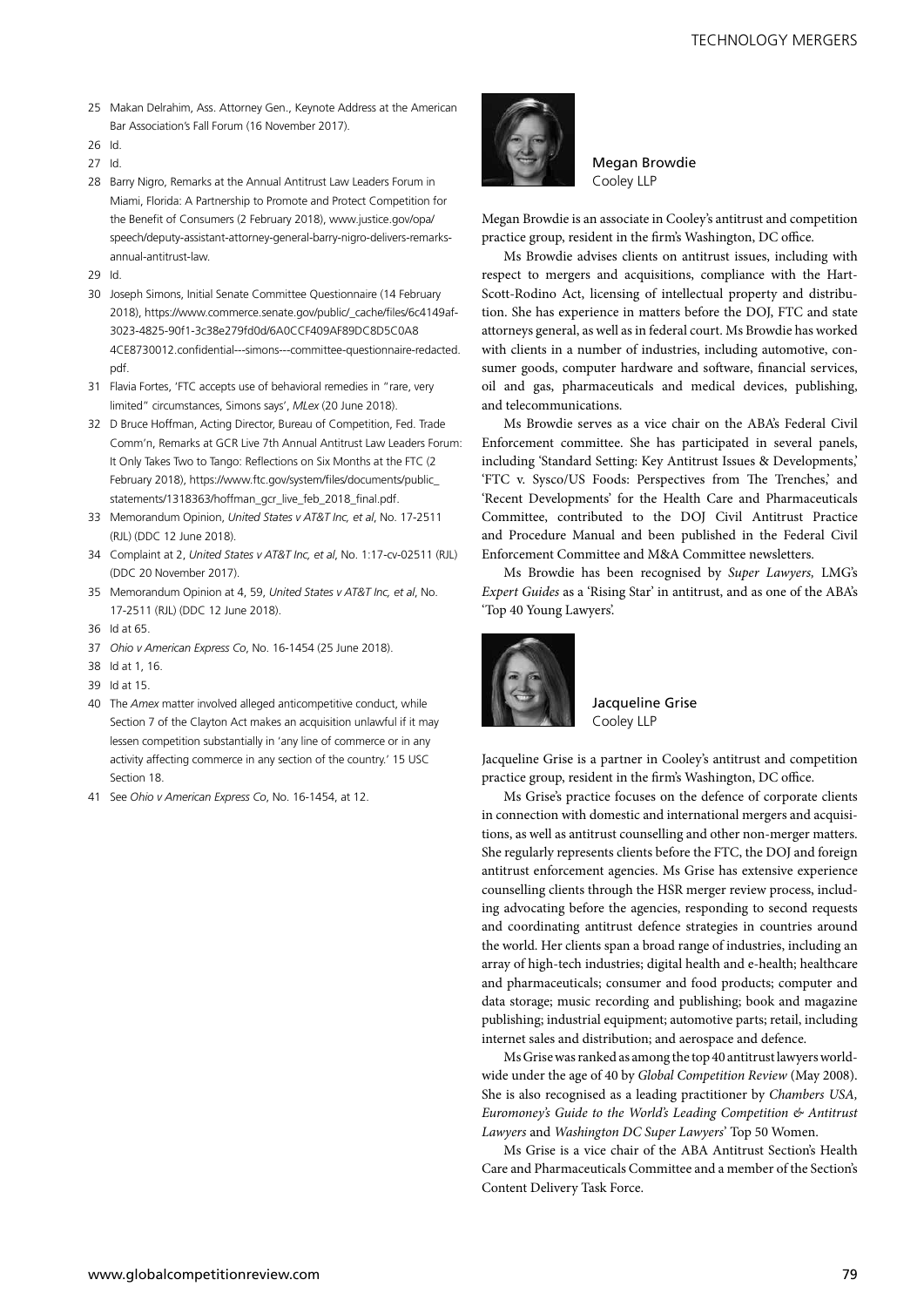25 Makan Delrahim, Ass. Attorney Gen., Keynote Address at the American Bar Association's Fall Forum (16 November 2017).

26 Id.

27 Id.

28 Barry Nigro, Remarks at the Annual Antitrust Law Leaders Forum in Miami, Florida: A Partnership to Promote and Protect Competition for the Benefit of Consumers (2 February 2018), www.justice.gov/opa/speech/deputy-assistant-attorney-general-barry-nigro-delivers-remarks-annual-antitrust-law.

29 Id.

30 Joseph Simons, Initial Senate Committee Questionnaire (14 February 2018), https://www.commerce.senate.gov/public/_cache/files/6c4149af-3023-4825-90f1-3c38e279fd0d/6A0CCF409AF89DC8D5C0A8 4CE8730012.confidential---simons---committee-questionnaire-redacted.pdf.

31 Flavia Fortes, 'FTC accepts use of behavioral remedies in "rare, very limited" circumstances, Simons says', *MLex* (20 June 2018).

32 D Bruce Hoffman, Acting Director, Bureau of Competition, Fed. Trade Comm'n, Remarks at GCR Live 7th Annual Antitrust Law Leaders Forum: It Only Takes Two to Tango: Reflections on Six Months at the FTC (2 February 2018), https://www.ftc.gov/system/files/documents/public_statements/1318363/hoffman_gcr_live_feb_2018_final.pdf.

33 Memorandum Opinion, *United States v AT&T Inc, et al*, No. 17-2511 (RJL) (DDC 12 June 2018).

34 Complaint at 2, *United States v AT&T Inc, et al*, No. 1:17-cv-02511 (RJL) (DDC 20 November 2017).

35 Memorandum Opinion at 4, 59, *United States v AT&T Inc, et al*, No. 17-2511 (RJL) (DDC 12 June 2018).

36 Id at 65.

37 *Ohio v American Express Co*, No. 16-1454 (25 June 2018).

38 Id at 1, 16.

39 Id at 15.

40 The *Amex* matter involved alleged anticompetitive conduct, while Section 7 of the Clayton Act makes an acquisition unlawful if it may lessen competition substantially in 'any line of commerce or in any activity affecting commerce in any section of the country.' 15 USC Section 18.

41 See *Ohio v American Express Co*, No. 16-1454, at 12.

**Megan Browdie**
Cooley LLP

Megan Browdie is an associate in Cooley's antitrust and competition practice group, resident in the firm's Washington, DC office.

Ms Browdie advises clients on antitrust issues, including with respect to mergers and acquisitions, compliance with the Hart-Scott-Rodino Act, licensing of intellectual property and distribution. She has experience in matters before the DOJ, FTC and state attorneys general, as well as in federal court. Ms Browdie has worked with clients in a number of industries, including automotive, consumer goods, computer hardware and software, financial services, oil and gas, pharmaceuticals and medical devices, publishing, and telecommunications.

Ms Browdie serves as a vice chair on the ABA's Federal Civil Enforcement committee. She has participated in several panels, including 'Standard Setting: Key Antitrust Issues & Developments,' 'FTC v. Sysco/US Foods: Perspectives from The Trenches,' and 'Recent Developments' for the Health Care and Pharmaceuticals Committee, contributed to the DOJ Civil Antitrust Practice and Procedure Manual and been published in the Federal Civil Enforcement Committee and M&A Committee newsletters.

Ms Browdie has been recognised by *Super Lawyers,* LMG's *Expert Guides* as a 'Rising Star' in antitrust, and as one of the ABA's 'Top 40 Young Lawyers'.

**Jacqueline Grise**
Cooley LLP

Jacqueline Grise is a partner in Cooley's antitrust and competition practice group, resident in the firm's Washington, DC office.

Ms Grise's practice focuses on the defence of corporate clients in connection with domestic and international mergers and acquisitions, as well as antitrust counselling and other non-merger matters. She regularly represents clients before the FTC, the DOJ and foreign antitrust enforcement agencies. Ms Grise has extensive experience counselling clients through the HSR merger review process, including advocating before the agencies, responding to second requests and coordinating antitrust defence strategies in countries around the world. Her clients span a broad range of industries, including an array of high-tech industries; digital health and e-health; healthcare and pharmaceuticals; consumer and food products; computer and data storage; music recording and publishing; book and magazine publishing; industrial equipment; automotive parts; retail, including internet sales and distribution; and aerospace and defence.

Ms Grise was ranked as among the top 40 antitrust lawyers worldwide under the age of 40 by *Global Competition Review* (May 2008). She is also recognised as a leading practitioner by *Chambers USA, Euromoney's Guide to the World's Leading Competition & Antitrust Lawyers* and *Washington DC Super Lawyers*' Top 50 Women.

Ms Grise is a vice chair of the ABA Antitrust Section's Health Care and Pharmaceuticals Committee and a member of the Section's Content Delivery Task Force.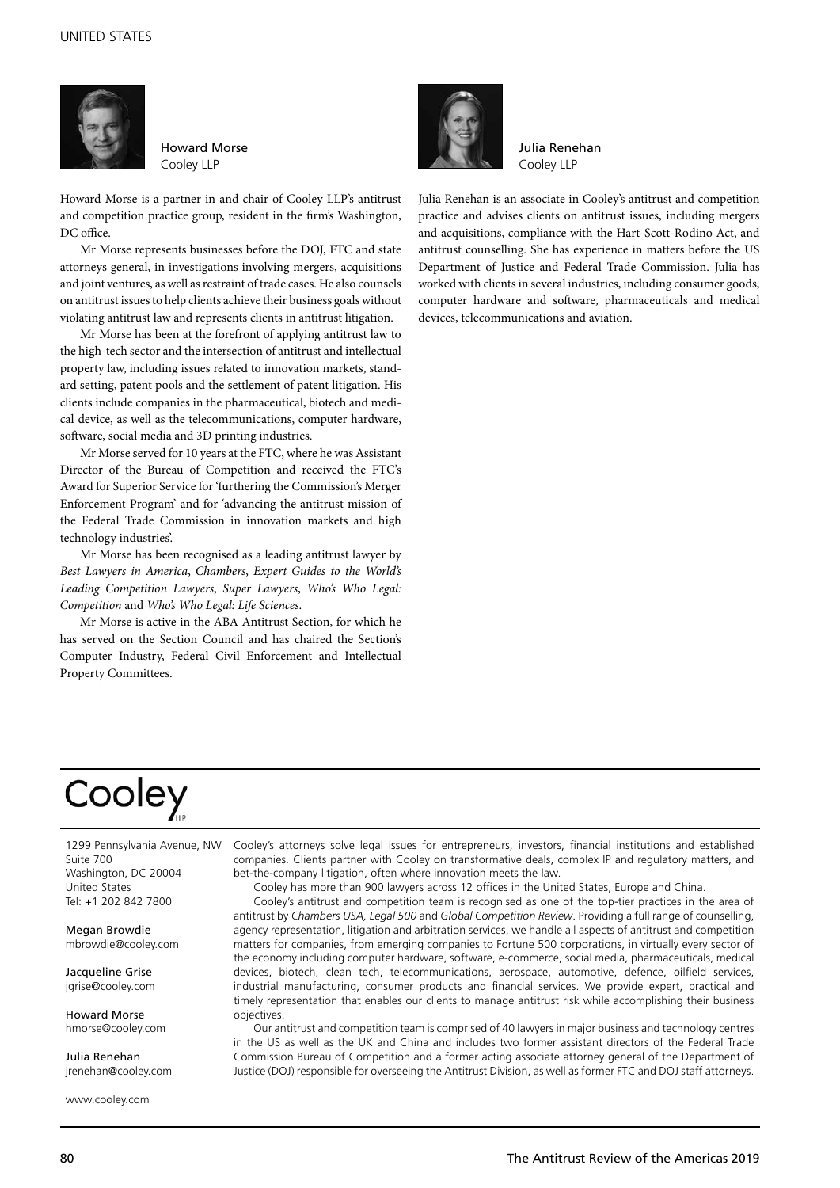**Howard Morse**
Cooley LLP

Howard Morse is a partner in and chair of Cooley LLP's antitrust and competition practice group, resident in the firm's Washington, DC office.

Mr Morse represents businesses before the DOJ, FTC and state attorneys general, in investigations involving mergers, acquisitions and joint ventures, as well as restraint of trade cases. He also counsels on antitrust issues to help clients achieve their business goals without violating antitrust law and represents clients in antitrust litigation.

Mr Morse has been at the forefront of applying antitrust law to the high-tech sector and the intersection of antitrust and intellectual property law, including issues related to innovation markets, standard setting, patent pools and the settlement of patent litigation. His clients include companies in the pharmaceutical, biotech and medical device, as well as the telecommunications, computer hardware, software, social media and 3D printing industries.

Mr Morse served for 10 years at the FTC, where he was Assistant Director of the Bureau of Competition and received the FTC's Award for Superior Service for 'furthering the Commission's Merger Enforcement Program' and for 'advancing the antitrust mission of the Federal Trade Commission in innovation markets and high technology industries'.

Mr Morse has been recognised as a leading antitrust lawyer by *Best Lawyers in America*, *Chambers*, *Expert Guides to the World's Leading Competition Lawyers*, *Super Lawyers*, *Who's Who Legal: Competition* and *Who's Who Legal: Life Sciences*.

Mr Morse is active in the ABA Antitrust Section, for which he has served on the Section Council and has chaired the Section's Computer Industry, Federal Civil Enforcement and Intellectual Property Committees.

**Julia Renehan**
Cooley LLP

Julia Renehan is an associate in Cooley's antitrust and competition practice and advises clients on antitrust issues, including mergers and acquisitions, compliance with the Hart-Scott-Rodino Act, and antitrust counselling. She has experience in matters before the US Department of Justice and Federal Trade Commission. Julia has worked with clients in several industries, including consumer goods, computer hardware and software, pharmaceuticals and medical devices, telecommunications and aviation.

# Cooley LLP

1299 Pennsylvania Avenue, NW
Suite 700
Washington, DC 20004
United States
Tel: +1 202 842 7800

Megan Browdie
mbrowdie@cooley.com

Jacqueline Grise
jgrise@cooley.com

Howard Morse
hmorse@cooley.com

Julia Renehan
jrenehan@cooley.com

www.cooley.com

Cooley's attorneys solve legal issues for entrepreneurs, investors, financial institutions and established companies. Clients partner with Cooley on transformative deals, complex IP and regulatory matters, and bet-the-company litigation, often where innovation meets the law.

Cooley has more than 900 lawyers across 12 offices in the United States, Europe and China.

Cooley's antitrust and competition team is recognised as one of the top-tier practices in the area of antitrust by *Chambers USA*, *Legal 500* and *Global Competition Review*. Providing a full range of counselling, agency representation, litigation and arbitration services, we handle all aspects of antitrust and competition matters for companies, from emerging companies to Fortune 500 corporations, in virtually every sector of the economy including computer hardware, software, e-commerce, social media, pharmaceuticals, medical devices, biotech, clean tech, telecommunications, aerospace, automotive, defence, oilfield services, industrial manufacturing, consumer products and financial services. We provide expert, practical and timely representation that enables our clients to manage antitrust risk while accomplishing their business objectives.

Our antitrust and competition team is comprised of 40 lawyers in major business and technology centres in the US as well as the UK and China and includes two former assistant directors of the Federal Trade Commission Bureau of Competition and a former acting associate attorney general of the Department of Justice (DOJ) responsible for overseeing the Antitrust Division, as well as former FTC and DOJ staff attorneys.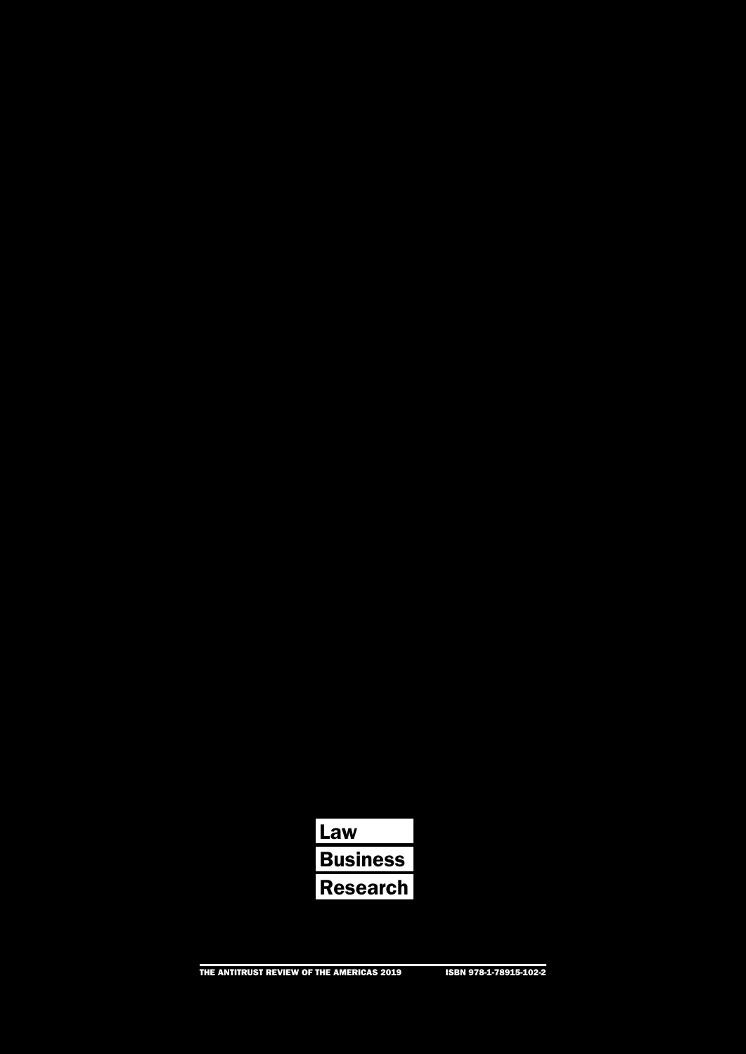Law

Business

Research

THE ANTITRUST REVIEW OF THE AMERICAS 2019 ISBN 978-1-78915-102-2